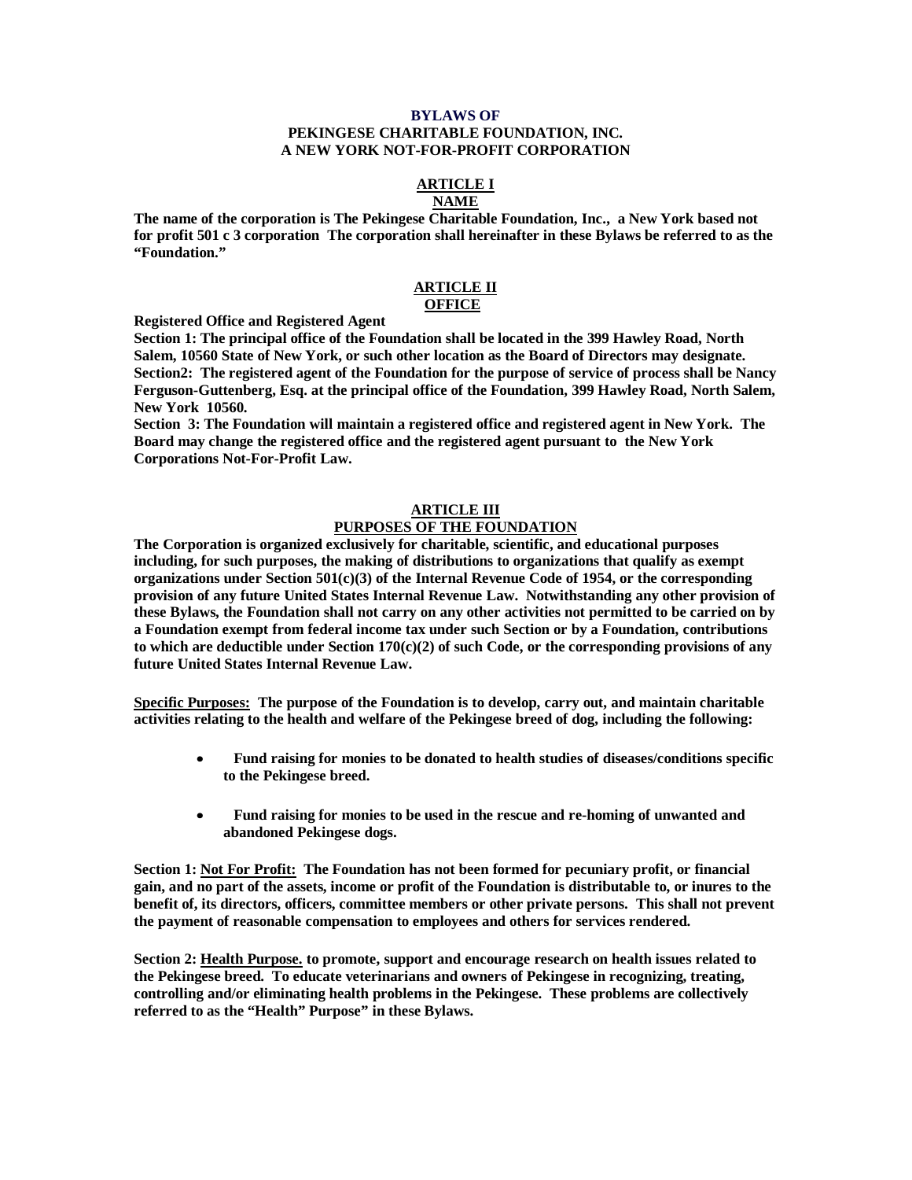# BYLAWS OF
# PEKINGESE CHARITABLE FOUNDATION, INC.
# A NEW YORK NOT-FOR-PROFIT CORPORATION

## ARTICLE I
## NAME

**The name of the corporation is The Pekingese Charitable Foundation, Inc., a New York based not for profit 501 c 3 corporation The corporation shall hereinafter in these Bylaws be referred to as the "Foundation."**

## ARTICLE II
## OFFICE

**Registered Office and Registered Agent**

**Section 1: The principal office of the Foundation shall be located in the 399 Hawley Road, North Salem, 10560 State of New York, or such other location as the Board of Directors may designate.**

**Section2: The registered agent of the Foundation for the purpose of service of process shall be Nancy Ferguson-Guttenberg, Esq. at the principal office of the Foundation, 399 Hawley Road, North Salem, New York 10560.**

**Section 3: The Foundation will maintain a registered office and registered agent in New York. The Board may change the registered office and the registered agent pursuant to the New York Corporations Not-For-Profit Law.**

## ARTICLE III
## PURPOSES OF THE FOUNDATION

**The Corporation is organized exclusively for charitable, scientific, and educational purposes including, for such purposes, the making of distributions to organizations that qualify as exempt organizations under Section 501(c)(3) of the Internal Revenue Code of 1954, or the corresponding provision of any future United States Internal Revenue Law. Notwithstanding any other provision of these Bylaws, the Foundation shall not carry on any other activities not permitted to be carried on by a Foundation exempt from federal income tax under such Section or by a Foundation, contributions to which are deductible under Section 170(c)(2) of such Code, or the corresponding provisions of any future United States Internal Revenue Law.**

**Specific Purposes: The purpose of the Foundation is to develop, carry out, and maintain charitable activities relating to the health and welfare of the Pekingese breed of dog, including the following:**

- **Fund raising for monies to be donated to health studies of diseases/conditions specific to the Pekingese breed.**
- **Fund raising for monies to be used in the rescue and re-homing of unwanted and abandoned Pekingese dogs.**

**Section 1: Not For Profit: The Foundation has not been formed for pecuniary profit, or financial gain, and no part of the assets, income or profit of the Foundation is distributable to, or inures to the benefit of, its directors, officers, committee members or other private persons. This shall not prevent the payment of reasonable compensation to employees and others for services rendered.**

**Section 2: Health Purpose. to promote, support and encourage research on health issues related to the Pekingese breed. To educate veterinarians and owners of Pekingese in recognizing, treating, controlling and/or eliminating health problems in the Pekingese. These problems are collectively referred to as the "Health" Purpose" in these Bylaws.**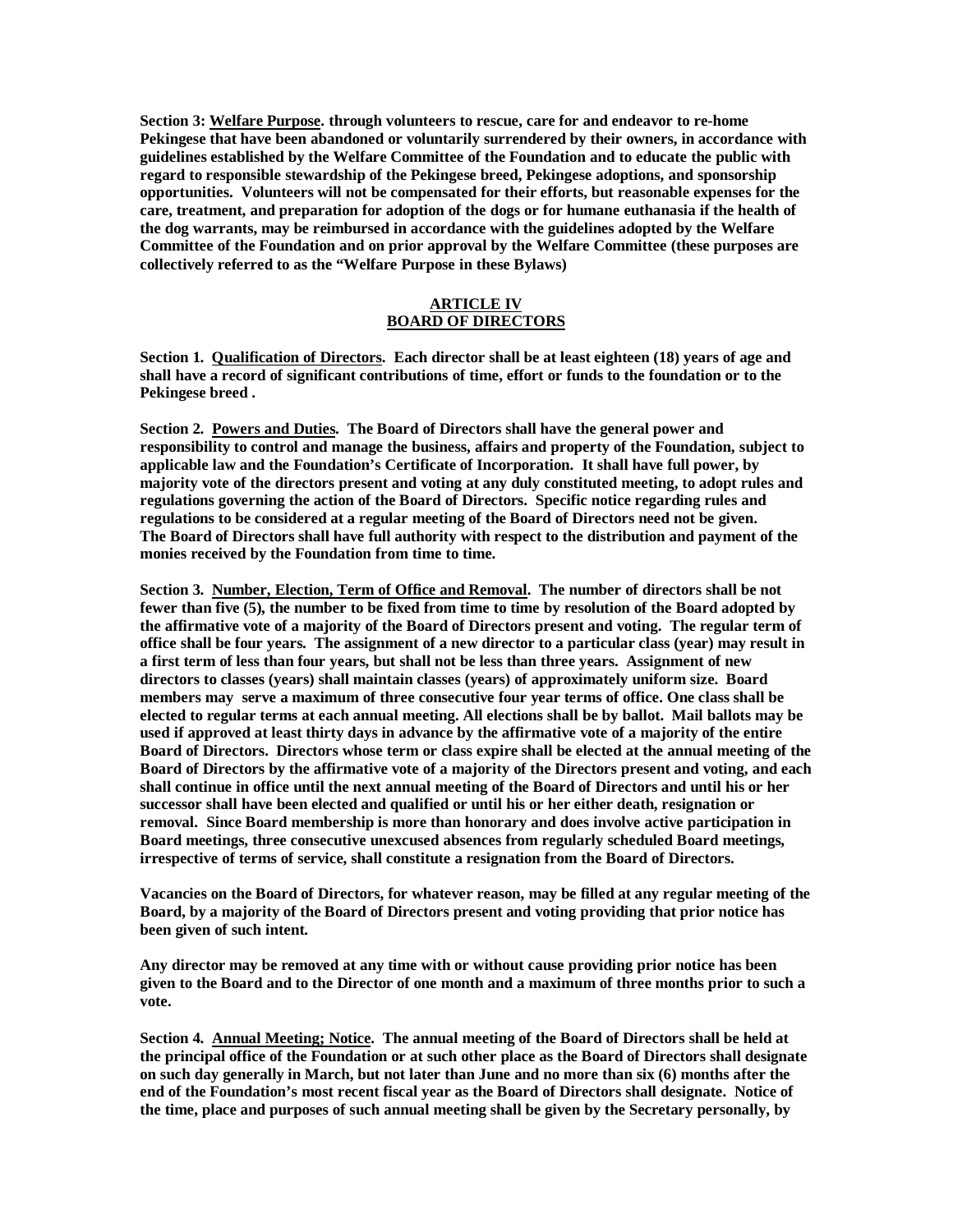**Section 3: Welfare Purpose. through volunteers to rescue, care for and endeavor to re-home Pekingese that have been abandoned or voluntarily surrendered by their owners, in accordance with guidelines established by the Welfare Committee of the Foundation and to educate the public with regard to responsible stewardship of the Pekingese breed, Pekingese adoptions, and sponsorship opportunities. Volunteers will not be compensated for their efforts, but reasonable expenses for the care, treatment, and preparation for adoption of the dogs or for humane euthanasia if the health of the dog warrants, may be reimbursed in accordance with the guidelines adopted by the Welfare Committee of the Foundation and on prior approval by the Welfare Committee (these purposes are collectively referred to as the "Welfare Purpose in these Bylaws)**

## ARTICLE IV
## BOARD OF DIRECTORS

**Section 1. Qualification of Directors. Each director shall be at least eighteen (18) years of age and shall have a record of significant contributions of time, effort or funds to the foundation or to the Pekingese breed .**

**Section 2. Powers and Duties. The Board of Directors shall have the general power and responsibility to control and manage the business, affairs and property of the Foundation, subject to applicable law and the Foundation's Certificate of Incorporation. It shall have full power, by majority vote of the directors present and voting at any duly constituted meeting, to adopt rules and regulations governing the action of the Board of Directors. Specific notice regarding rules and regulations to be considered at a regular meeting of the Board of Directors need not be given. The Board of Directors shall have full authority with respect to the distribution and payment of the monies received by the Foundation from time to time.**

**Section 3. Number, Election, Term of Office and Removal. The number of directors shall be not fewer than five (5), the number to be fixed from time to time by resolution of the Board adopted by the affirmative vote of a majority of the Board of Directors present and voting. The regular term of office shall be four years. The assignment of a new director to a particular class (year) may result in a first term of less than four years, but shall not be less than three years. Assignment of new directors to classes (years) shall maintain classes (years) of approximately uniform size. Board members may serve a maximum of three consecutive four year terms of office. One class shall be elected to regular terms at each annual meeting. All elections shall be by ballot. Mail ballots may be used if approved at least thirty days in advance by the affirmative vote of a majority of the entire Board of Directors. Directors whose term or class expire shall be elected at the annual meeting of the Board of Directors by the affirmative vote of a majority of the Directors present and voting, and each shall continue in office until the next annual meeting of the Board of Directors and until his or her successor shall have been elected and qualified or until his or her either death, resignation or removal. Since Board membership is more than honorary and does involve active participation in Board meetings, three consecutive unexcused absences from regularly scheduled Board meetings, irrespective of terms of service, shall constitute a resignation from the Board of Directors.**

**Vacancies on the Board of Directors, for whatever reason, may be filled at any regular meeting of the Board, by a majority of the Board of Directors present and voting providing that prior notice has been given of such intent.**

**Any director may be removed at any time with or without cause providing prior notice has been given to the Board and to the Director of one month and a maximum of three months prior to such a vote.**

**Section 4. Annual Meeting; Notice. The annual meeting of the Board of Directors shall be held at the principal office of the Foundation or at such other place as the Board of Directors shall designate on such day generally in March, but not later than June and no more than six (6) months after the end of the Foundation's most recent fiscal year as the Board of Directors shall designate. Notice of the time, place and purposes of such annual meeting shall be given by the Secretary personally, by**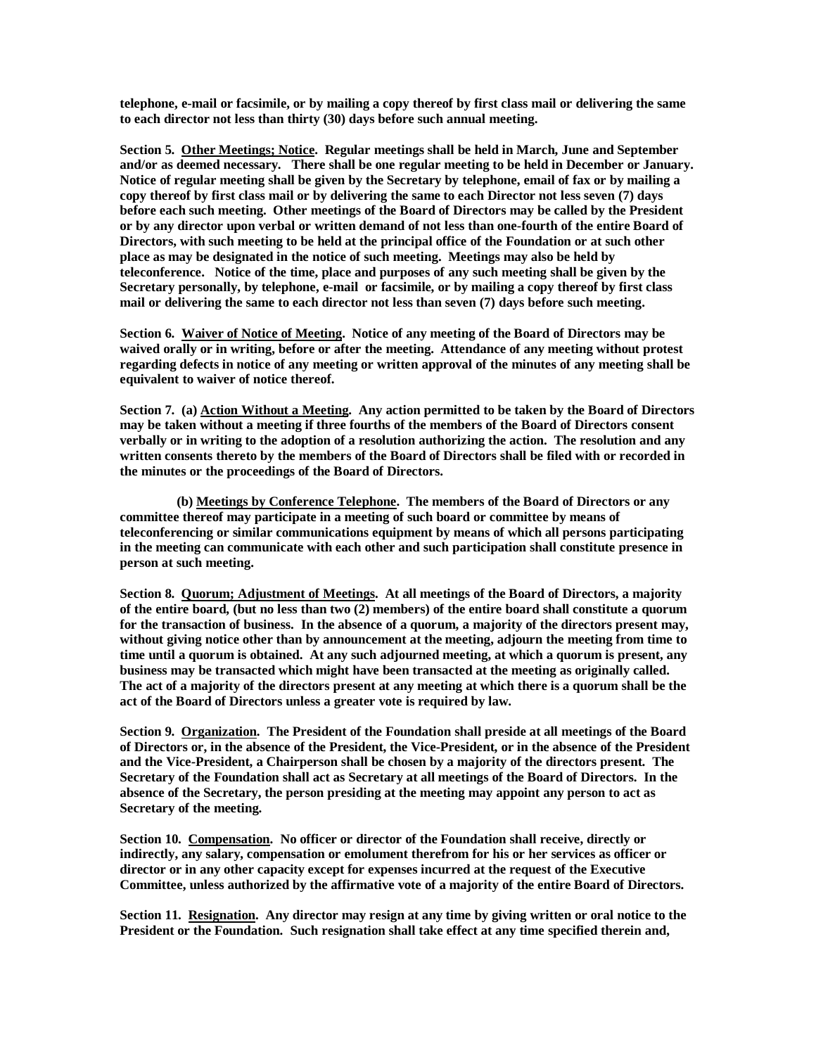**telephone, e-mail or facsimile, or by mailing a copy thereof by first class mail or delivering the same to each director not less than thirty (30) days before such annual meeting.**

**Section 5. Other Meetings; Notice. Regular meetings shall be held in March, June and September and/or as deemed necessary. There shall be one regular meeting to be held in December or January. Notice of regular meeting shall be given by the Secretary by telephone, email of fax or by mailing a copy thereof by first class mail or by delivering the same to each Director not less seven (7) days before each such meeting. Other meetings of the Board of Directors may be called by the President or by any director upon verbal or written demand of not less than one-fourth of the entire Board of Directors, with such meeting to be held at the principal office of the Foundation or at such other place as may be designated in the notice of such meeting. Meetings may also be held by teleconference. Notice of the time, place and purposes of any such meeting shall be given by the Secretary personally, by telephone, e-mail or facsimile, or by mailing a copy thereof by first class mail or delivering the same to each director not less than seven (7) days before such meeting.**

**Section 6. Waiver of Notice of Meeting. Notice of any meeting of the Board of Directors may be waived orally or in writing, before or after the meeting. Attendance of any meeting without protest regarding defects in notice of any meeting or written approval of the minutes of any meeting shall be equivalent to waiver of notice thereof.**

**Section 7. (a) Action Without a Meeting. Any action permitted to be taken by the Board of Directors may be taken without a meeting if three fourths of the members of the Board of Directors consent verbally or in writing to the adoption of a resolution authorizing the action. The resolution and any written consents thereto by the members of the Board of Directors shall be filed with or recorded in the minutes or the proceedings of the Board of Directors.**

**(b) Meetings by Conference Telephone. The members of the Board of Directors or any committee thereof may participate in a meeting of such board or committee by means of teleconferencing or similar communications equipment by means of which all persons participating in the meeting can communicate with each other and such participation shall constitute presence in person at such meeting.**

**Section 8. Quorum; Adjustment of Meetings. At all meetings of the Board of Directors, a majority of the entire board, (but no less than two (2) members) of the entire board shall constitute a quorum for the transaction of business. In the absence of a quorum, a majority of the directors present may, without giving notice other than by announcement at the meeting, adjourn the meeting from time to time until a quorum is obtained. At any such adjourned meeting, at which a quorum is present, any business may be transacted which might have been transacted at the meeting as originally called. The act of a majority of the directors present at any meeting at which there is a quorum shall be the act of the Board of Directors unless a greater vote is required by law.**

**Section 9. Organization. The President of the Foundation shall preside at all meetings of the Board of Directors or, in the absence of the President, the Vice-President, or in the absence of the President and the Vice-President, a Chairperson shall be chosen by a majority of the directors present. The Secretary of the Foundation shall act as Secretary at all meetings of the Board of Directors. In the absence of the Secretary, the person presiding at the meeting may appoint any person to act as Secretary of the meeting.**

**Section 10. Compensation. No officer or director of the Foundation shall receive, directly or indirectly, any salary, compensation or emolument therefrom for his or her services as officer or director or in any other capacity except for expenses incurred at the request of the Executive Committee, unless authorized by the affirmative vote of a majority of the entire Board of Directors.**

**Section 11. Resignation. Any director may resign at any time by giving written or oral notice to the President or the Foundation. Such resignation shall take effect at any time specified therein and,**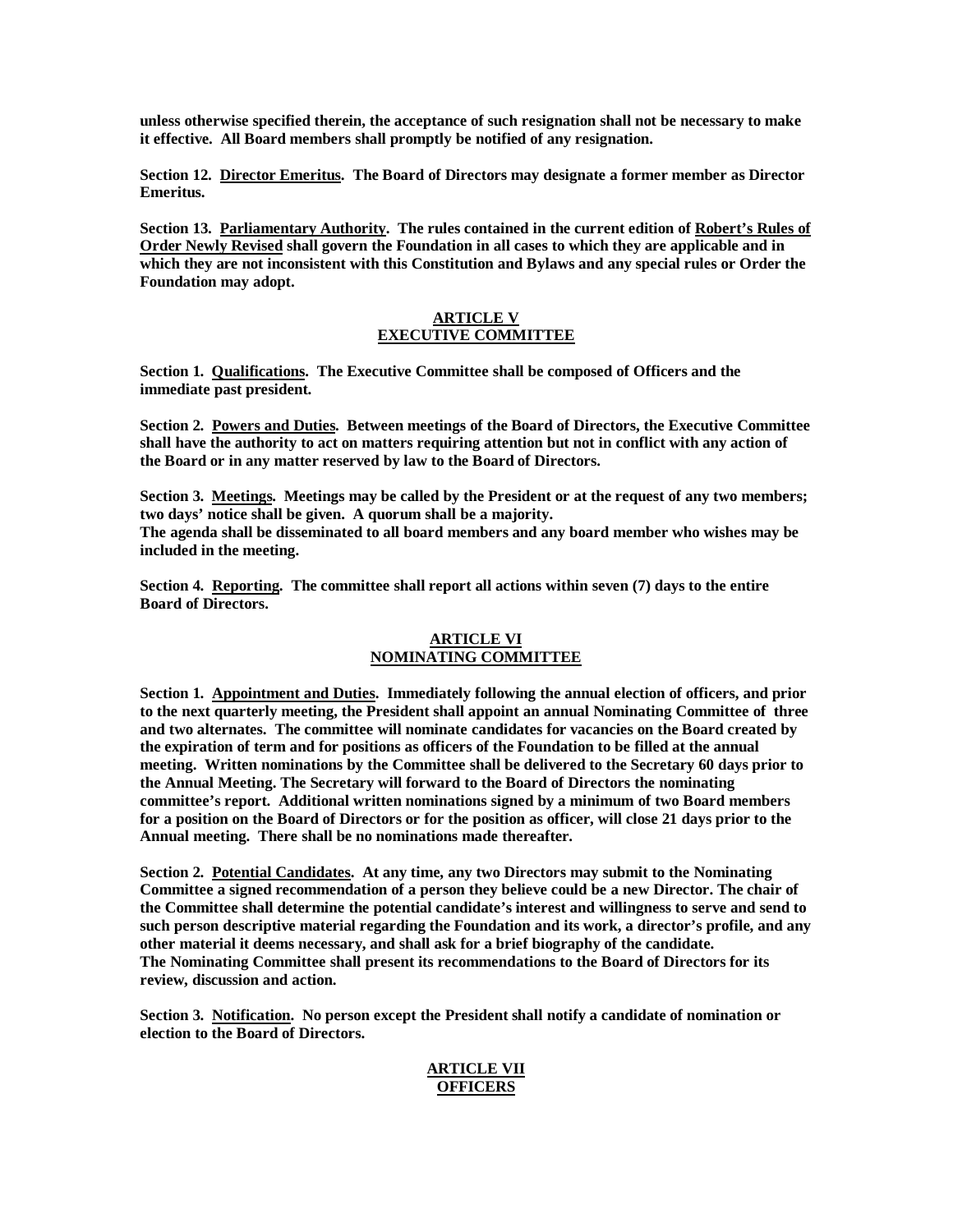**unless otherwise specified therein, the acceptance of such resignation shall not be necessary to make it effective. All Board members shall promptly be notified of any resignation.**

**Section 12. <u>Director Emeritus</u>. The Board of Directors may designate a former member as Director Emeritus.**

**Section 13. <u>Parliamentary Authority</u>. The rules contained in the current edition of <u>Robert's Rules of Order Newly Revised</u> shall govern the Foundation in all cases to which they are applicable and in which they are not inconsistent with this Constitution and Bylaws and any special rules or Order the Foundation may adopt.**

## ARTICLE V
## EXECUTIVE COMMITTEE

**Section 1. <u>Qualifications</u>. The Executive Committee shall be composed of Officers and the immediate past president.**

**Section 2. <u>Powers and Duties</u>. Between meetings of the Board of Directors, the Executive Committee shall have the authority to act on matters requiring attention but not in conflict with any action of the Board or in any matter reserved by law to the Board of Directors.**

**Section 3. <u>Meetings</u>. Meetings may be called by the President or at the request of any two members; two days' notice shall be given. A quorum shall be a majority.**
**The agenda shall be disseminated to all board members and any board member who wishes may be included in the meeting.**

**Section 4. <u>Reporting</u>. The committee shall report all actions within seven (7) days to the entire Board of Directors.**

## ARTICLE VI
## NOMINATING COMMITTEE

**Section 1. <u>Appointment and Duties</u>. Immediately following the annual election of officers, and prior to the next quarterly meeting, the President shall appoint an annual Nominating Committee of three and two alternates. The committee will nominate candidates for vacancies on the Board created by the expiration of term and for positions as officers of the Foundation to be filled at the annual meeting. Written nominations by the Committee shall be delivered to the Secretary 60 days prior to the Annual Meeting. The Secretary will forward to the Board of Directors the nominating committee's report. Additional written nominations signed by a minimum of two Board members for a position on the Board of Directors or for the position as officer, will close 21 days prior to the Annual meeting. There shall be no nominations made thereafter.**

**Section 2. <u>Potential Candidates</u>. At any time, any two Directors may submit to the Nominating Committee a signed recommendation of a person they believe could be a new Director. The chair of the Committee shall determine the potential candidate's interest and willingness to serve and send to such person descriptive material regarding the Foundation and its work, a director's profile, and any other material it deems necessary, and shall ask for a brief biography of the candidate.**
**The Nominating Committee shall present its recommendations to the Board of Directors for its review, discussion and action.**

**Section 3. <u>Notification</u>. No person except the President shall notify a candidate of nomination or election to the Board of Directors.**

## ARTICLE VII
## OFFICERS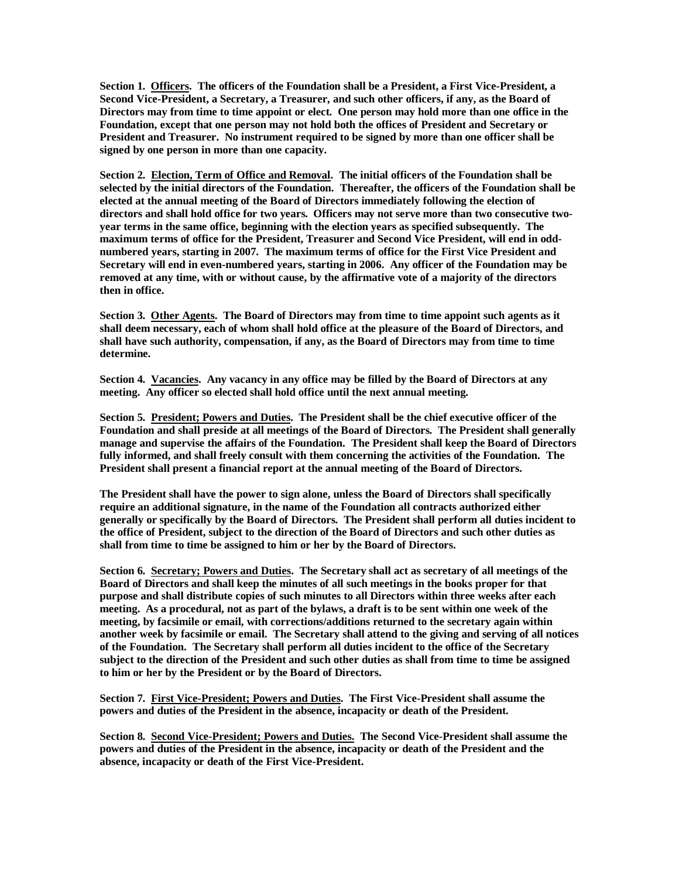**Section 1. <u>Officers</u>. The officers of the Foundation shall be a President, a First Vice-President, a Second Vice-President, a Secretary, a Treasurer, and such other officers, if any, as the Board of Directors may from time to time appoint or elect. One person may hold more than one office in the Foundation, except that one person may not hold both the offices of President and Secretary or President and Treasurer. No instrument required to be signed by more than one officer shall be signed by one person in more than one capacity.**

**Section 2. <u>Election, Term of Office and Removal</u>. The initial officers of the Foundation shall be selected by the initial directors of the Foundation. Thereafter, the officers of the Foundation shall be elected at the annual meeting of the Board of Directors immediately following the election of directors and shall hold office for two years. Officers may not serve more than two consecutive two-year terms in the same office, beginning with the election years as specified subsequently. The maximum terms of office for the President, Treasurer and Second Vice President, will end in odd-numbered years, starting in 2007. The maximum terms of office for the First Vice President and Secretary will end in even-numbered years, starting in 2006. Any officer of the Foundation may be removed at any time, with or without cause, by the affirmative vote of a majority of the directors then in office.**

**Section 3. <u>Other Agents</u>. The Board of Directors may from time to time appoint such agents as it shall deem necessary, each of whom shall hold office at the pleasure of the Board of Directors, and shall have such authority, compensation, if any, as the Board of Directors may from time to time determine.**

**Section 4. <u>Vacancies</u>. Any vacancy in any office may be filled by the Board of Directors at any meeting. Any officer so elected shall hold office until the next annual meeting.**

**Section 5. <u>President; Powers and Duties</u>. The President shall be the chief executive officer of the Foundation and shall preside at all meetings of the Board of Directors. The President shall generally manage and supervise the affairs of the Foundation. The President shall keep the Board of Directors fully informed, and shall freely consult with them concerning the activities of the Foundation. The President shall present a financial report at the annual meeting of the Board of Directors.**

**The President shall have the power to sign alone, unless the Board of Directors shall specifically require an additional signature, in the name of the Foundation all contracts authorized either generally or specifically by the Board of Directors. The President shall perform all duties incident to the office of President, subject to the direction of the Board of Directors and such other duties as shall from time to time be assigned to him or her by the Board of Directors.**

**Section 6. <u>Secretary; Powers and Duties</u>. The Secretary shall act as secretary of all meetings of the Board of Directors and shall keep the minutes of all such meetings in the books proper for that purpose and shall distribute copies of such minutes to all Directors within three weeks after each meeting. As a procedural, not as part of the bylaws, a draft is to be sent within one week of the meeting, by facsimile or email, with corrections/additions returned to the secretary again within another week by facsimile or email. The Secretary shall attend to the giving and serving of all notices of the Foundation. The Secretary shall perform all duties incident to the office of the Secretary subject to the direction of the President and such other duties as shall from time to time be assigned to him or her by the President or by the Board of Directors.**

**Section 7. <u>First Vice-President; Powers and Duties</u>. The First Vice-President shall assume the powers and duties of the President in the absence, incapacity or death of the President.**

**Section 8. <u>Second Vice-President; Powers and Duties.</u> The Second Vice-President shall assume the powers and duties of the President in the absence, incapacity or death of the President and the absence, incapacity or death of the First Vice-President.**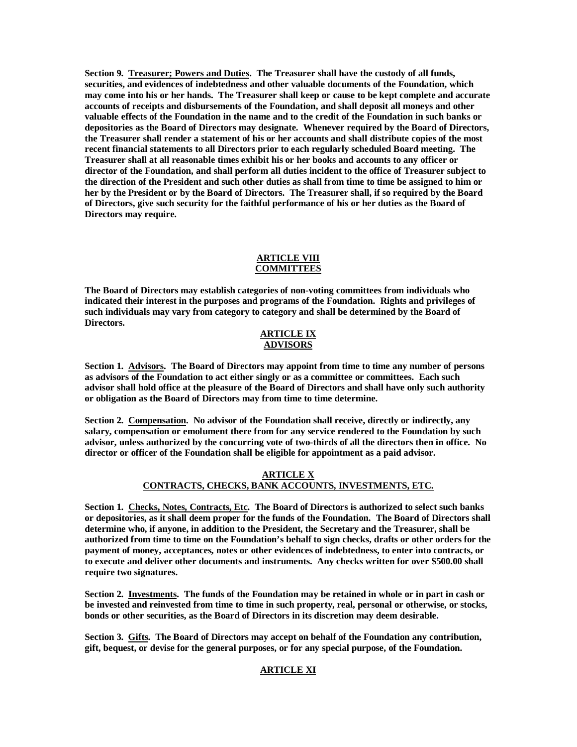**Section 9. Treasurer; Powers and Duties. The Treasurer shall have the custody of all funds, securities, and evidences of indebtedness and other valuable documents of the Foundation, which may come into his or her hands. The Treasurer shall keep or cause to be kept complete and accurate accounts of receipts and disbursements of the Foundation, and shall deposit all moneys and other valuable effects of the Foundation in the name and to the credit of the Foundation in such banks or depositories as the Board of Directors may designate. Whenever required by the Board of Directors, the Treasurer shall render a statement of his or her accounts and shall distribute copies of the most recent financial statements to all Directors prior to each regularly scheduled Board meeting. The Treasurer shall at all reasonable times exhibit his or her books and accounts to any officer or director of the Foundation, and shall perform all duties incident to the office of Treasurer subject to the direction of the President and such other duties as shall from time to time be assigned to him or her by the President or by the Board of Directors. The Treasurer shall, if so required by the Board of Directors, give such security for the faithful performance of his or her duties as the Board of Directors may require.**

## ARTICLE VIII
## COMMITTEES

**The Board of Directors may establish categories of non-voting committees from individuals who indicated their interest in the purposes and programs of the Foundation. Rights and privileges of such individuals may vary from category to category and shall be determined by the Board of Directors.**

## ARTICLE IX
## ADVISORS

**Section 1. Advisors. The Board of Directors may appoint from time to time any number of persons as advisors of the Foundation to act either singly or as a committee or committees. Each such advisor shall hold office at the pleasure of the Board of Directors and shall have only such authority or obligation as the Board of Directors may from time to time determine.**

**Section 2. Compensation. No advisor of the Foundation shall receive, directly or indirectly, any salary, compensation or emolument there from for any service rendered to the Foundation by such advisor, unless authorized by the concurring vote of two-thirds of all the directors then in office. No director or officer of the Foundation shall be eligible for appointment as a paid advisor.**

## ARTICLE X
## CONTRACTS, CHECKS, BANK ACCOUNTS, INVESTMENTS, ETC.

**Section 1. Checks, Notes, Contracts, Etc. The Board of Directors is authorized to select such banks or depositories, as it shall deem proper for the funds of the Foundation. The Board of Directors shall determine who, if anyone, in addition to the President, the Secretary and the Treasurer, shall be authorized from time to time on the Foundation's behalf to sign checks, drafts or other orders for the payment of money, acceptances, notes or other evidences of indebtedness, to enter into contracts, or to execute and deliver other documents and instruments. Any checks written for over $500.00 shall require two signatures.**

**Section 2. Investments. The funds of the Foundation may be retained in whole or in part in cash or be invested and reinvested from time to time in such property, real, personal or otherwise, or stocks, bonds or other securities, as the Board of Directors in its discretion may deem desirable.**

**Section 3. Gifts. The Board of Directors may accept on behalf of the Foundation any contribution, gift, bequest, or devise for the general purposes, or for any special purpose, of the Foundation.**

## ARTICLE XI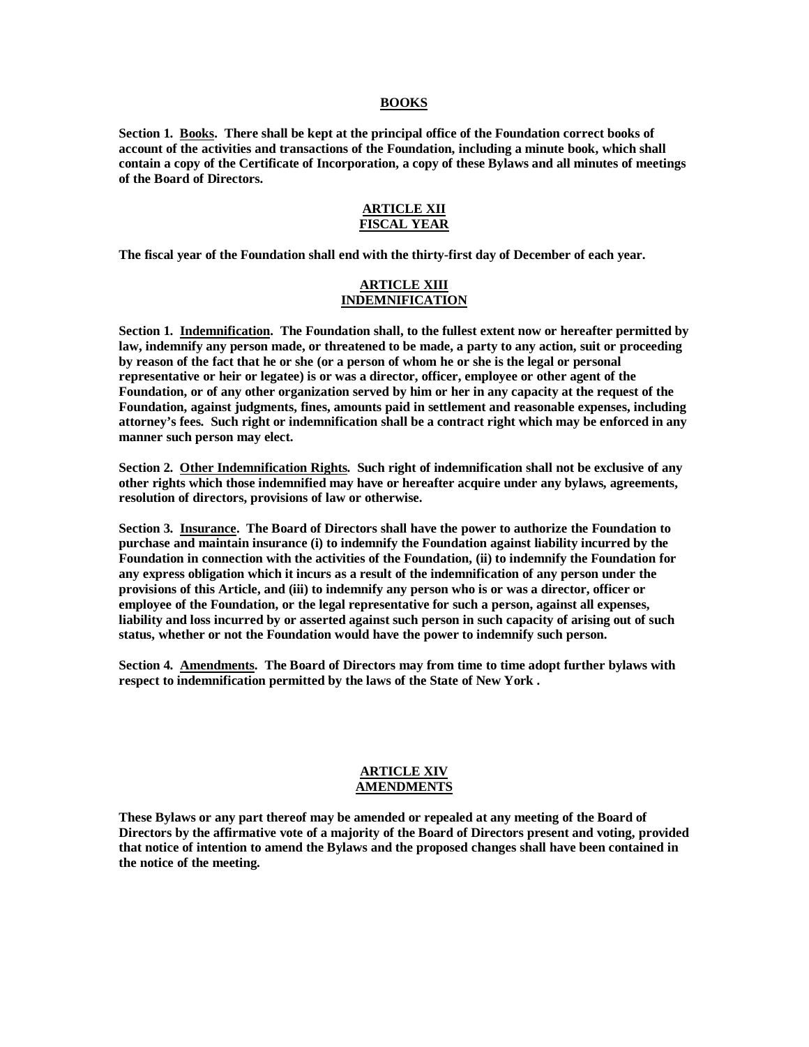## BOOKS

**Section 1. Books. There shall be kept at the principal office of the Foundation correct books of account of the activities and transactions of the Foundation, including a minute book, which shall contain a copy of the Certificate of Incorporation, a copy of these Bylaws and all minutes of meetings of the Board of Directors.**

## ARTICLE XII
## FISCAL YEAR

**The fiscal year of the Foundation shall end with the thirty-first day of December of each year.**

## ARTICLE XIII
## INDEMNIFICATION

**Section 1. Indemnification. The Foundation shall, to the fullest extent now or hereafter permitted by law, indemnify any person made, or threatened to be made, a party to any action, suit or proceeding by reason of the fact that he or she (or a person of whom he or she is the legal or personal representative or heir or legatee) is or was a director, officer, employee or other agent of the Foundation, or of any other organization served by him or her in any capacity at the request of the Foundation, against judgments, fines, amounts paid in settlement and reasonable expenses, including attorney's fees. Such right or indemnification shall be a contract right which may be enforced in any manner such person may elect.**

**Section 2. Other Indemnification Rights. Such right of indemnification shall not be exclusive of any other rights which those indemnified may have or hereafter acquire under any bylaws, agreements, resolution of directors, provisions of law or otherwise.**

**Section 3. Insurance. The Board of Directors shall have the power to authorize the Foundation to purchase and maintain insurance (i) to indemnify the Foundation against liability incurred by the Foundation in connection with the activities of the Foundation, (ii) to indemnify the Foundation for any express obligation which it incurs as a result of the indemnification of any person under the provisions of this Article, and (iii) to indemnify any person who is or was a director, officer or employee of the Foundation, or the legal representative for such a person, against all expenses, liability and loss incurred by or asserted against such person in such capacity of arising out of such status, whether or not the Foundation would have the power to indemnify such person.**

**Section 4. Amendments. The Board of Directors may from time to time adopt further bylaws with respect to indemnification permitted by the laws of the State of New York .**

## ARTICLE XIV
## AMENDMENTS

**These Bylaws or any part thereof may be amended or repealed at any meeting of the Board of Directors by the affirmative vote of a majority of the Board of Directors present and voting, provided that notice of intention to amend the Bylaws and the proposed changes shall have been contained in the notice of the meeting.**